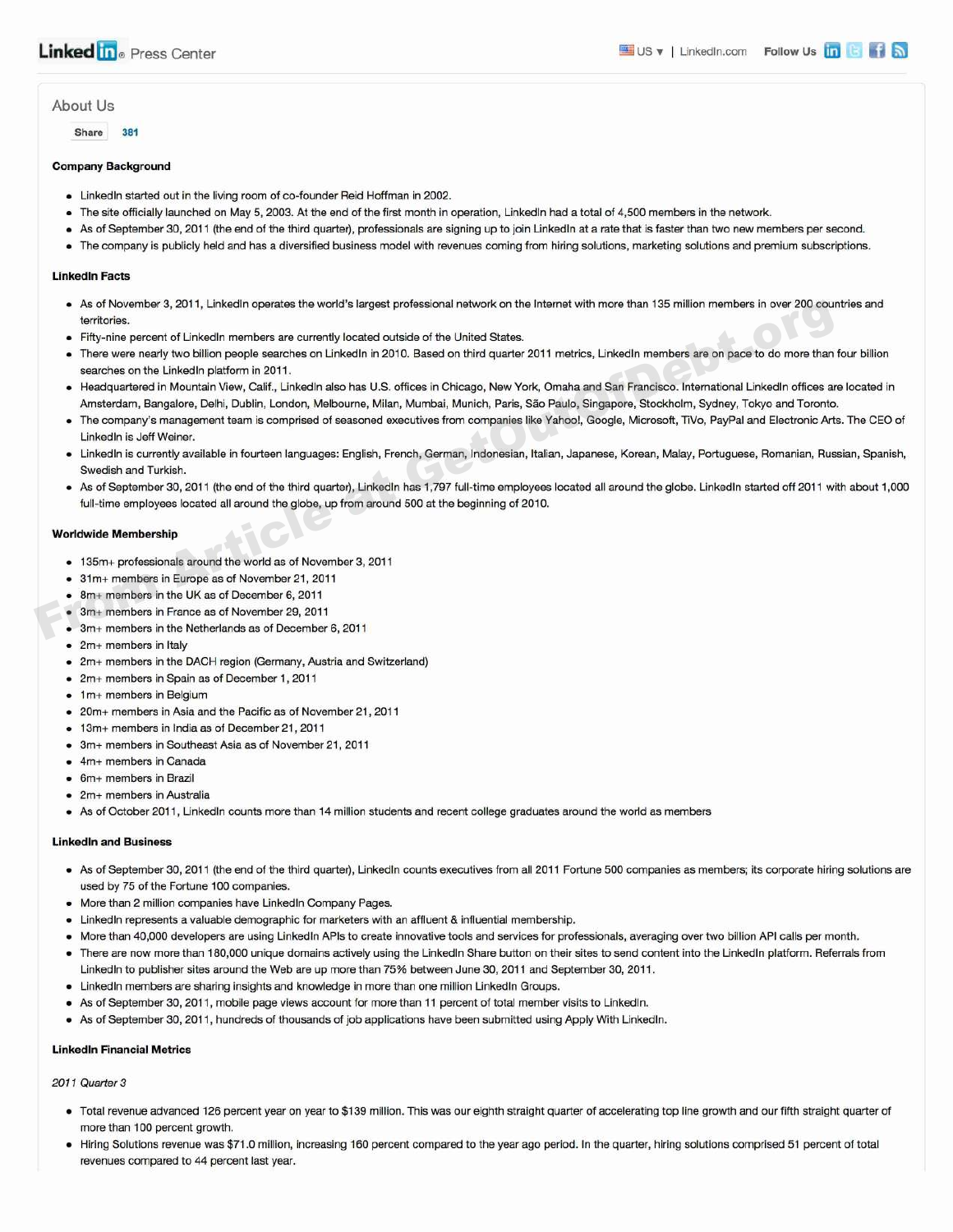LinkedIn® Press Center

US ▾ | LinkedIn.com Follow Us

## About Us

Share 381

### Company Background

- LinkedIn started out in the living room of co-founder Reid Hoffman in 2002.
- The site officially launched on May 5, 2003. At the end of the first month in operation, LinkedIn had a total of 4,500 members in the network.
- As of September 30, 2011 (the end of the third quarter), professionals are signing up to join LinkedIn at a rate that is faster than two new members per second.
- The company is publicly held and has a diversified business model with revenues coming from hiring solutions, marketing solutions and premium subscriptions.

### LinkedIn Facts

- As of November 3, 2011, LinkedIn operates the world's largest professional network on the Internet with more than 135 million members in over 200 countries and territories.
- Fifty-nine percent of LinkedIn members are currently located outside of the United States.
- There were nearly two billion people searches on LinkedIn in 2010. Based on third quarter 2011 metrics, LinkedIn members are on pace to do more than four billion searches on the LinkedIn platform in 2011.
- Headquartered in Mountain View, Calif., LinkedIn also has U.S. offices in Chicago, New York, Omaha and San Francisco. International LinkedIn offices are located in Amsterdam, Bangalore, Delhi, Dublin, London, Melbourne, Milan, Mumbai, Munich, Paris, São Paulo, Singapore, Stockholm, Sydney, Tokyo and Toronto.
- The company's management team is comprised of seasoned executives from companies like Yahoo!, Google, Microsoft, TiVo, PayPal and Electronic Arts. The CEO of LinkedIn is Jeff Weiner.
- LinkedIn is currently available in fourteen languages: English, French, German, Indonesian, Italian, Japanese, Korean, Malay, Portuguese, Romanian, Russian, Spanish, Swedish and Turkish.
- As of September 30, 2011 (the end of the third quarter), LinkedIn has 1,797 full-time employees located all around the globe. LinkedIn started off 2011 with about 1,000 full-time employees located all around the globe, up from around 500 at the beginning of 2010.

### Worldwide Membership

- 135m+ professionals around the world as of November 3, 2011
- 31m+ members in Europe as of November 21, 2011
- 8m+ members in the UK as of December 6, 2011
- 3m+ members in France as of November 29, 2011
- 3m+ members in the Netherlands as of December 6, 2011
- 2m+ members in Italy
- 2m+ members in the DACH region (Germany, Austria and Switzerland)
- 2m+ members in Spain as of December 1, 2011
- 1m+ members in Belgium
- 20m+ members in Asia and the Pacific as of November 21, 2011
- 13m+ members in India as of December 21, 2011
- 3m+ members in Southeast Asia as of November 21, 2011
- 4m+ members in Canada
- 6m+ members in Brazil
- 2m+ members in Australia
- As of October 2011, LinkedIn counts more than 14 million students and recent college graduates around the world as members

### LinkedIn and Business

- As of September 30, 2011 (the end of the third quarter), LinkedIn counts executives from all 2011 Fortune 500 companies as members; its corporate hiring solutions are used by 75 of the Fortune 100 companies.
- More than 2 million companies have LinkedIn Company Pages.
- LinkedIn represents a valuable demographic for marketers with an affluent & influential membership.
- More than 40,000 developers are using LinkedIn APIs to create innovative tools and services for professionals, averaging over two billion API calls per month.
- There are now more than 180,000 unique domains actively using the LinkedIn Share button on their sites to send content into the LinkedIn platform. Referrals from LinkedIn to publisher sites around the Web are up more than 75% between June 30, 2011 and September 30, 2011.
- LinkedIn members are sharing insights and knowledge in more than one million LinkedIn Groups.
- As of September 30, 2011, mobile page views account for more than 11 percent of total member visits to LinkedIn.
- As of September 30, 2011, hundreds of thousands of job applications have been submitted using Apply With LinkedIn.

### LinkedIn Financial Metrics

*2011 Quarter 3*

- Total revenue advanced 126 percent year on year to $139 million. This was our eighth straight quarter of accelerating top line growth and our fifth straight quarter of more than 100 percent growth.
- Hiring Solutions revenue was $71.0 million, increasing 160 percent compared to the year ago period. In the quarter, hiring solutions comprised 51 percent of total revenues compared to 44 percent last year.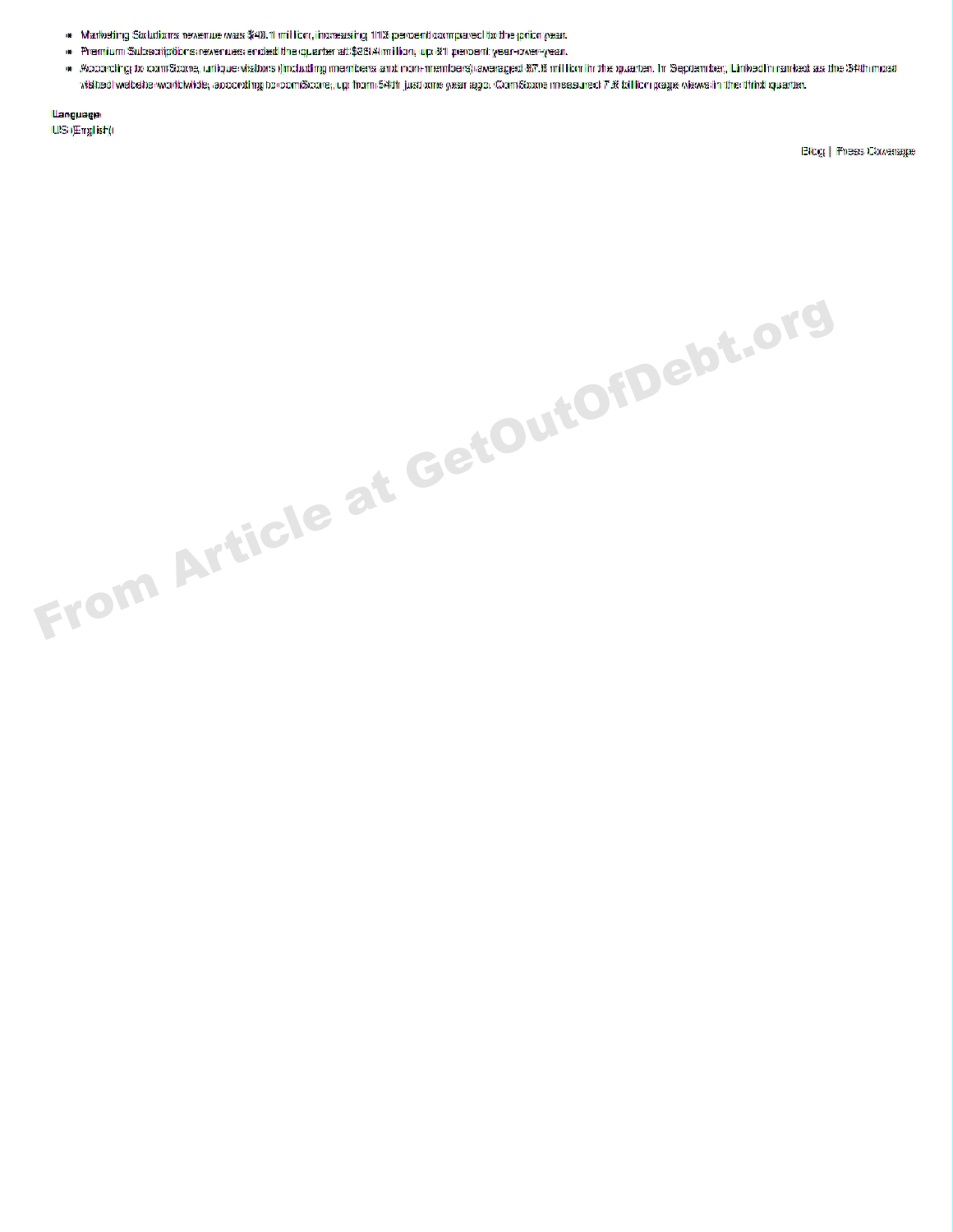- Marketing Solutions revenue was $40.1 million, increasing 118 percent compared to the prior year.
- Premium Subscriptions revenues ended the quarter at $36.4 million, up 81 percent year-over-year.
- According to comScore, unique visitors (including members and non-members) averaged 87.6 million in the quarter. In September, LinkedIn ranked as the 34th most visited website worldwide, according to comScore, up from 54th just one year ago. ComScore measured 7.6 billion page views in the third quarter.

**Language**

US English

Blog | Press Coverage